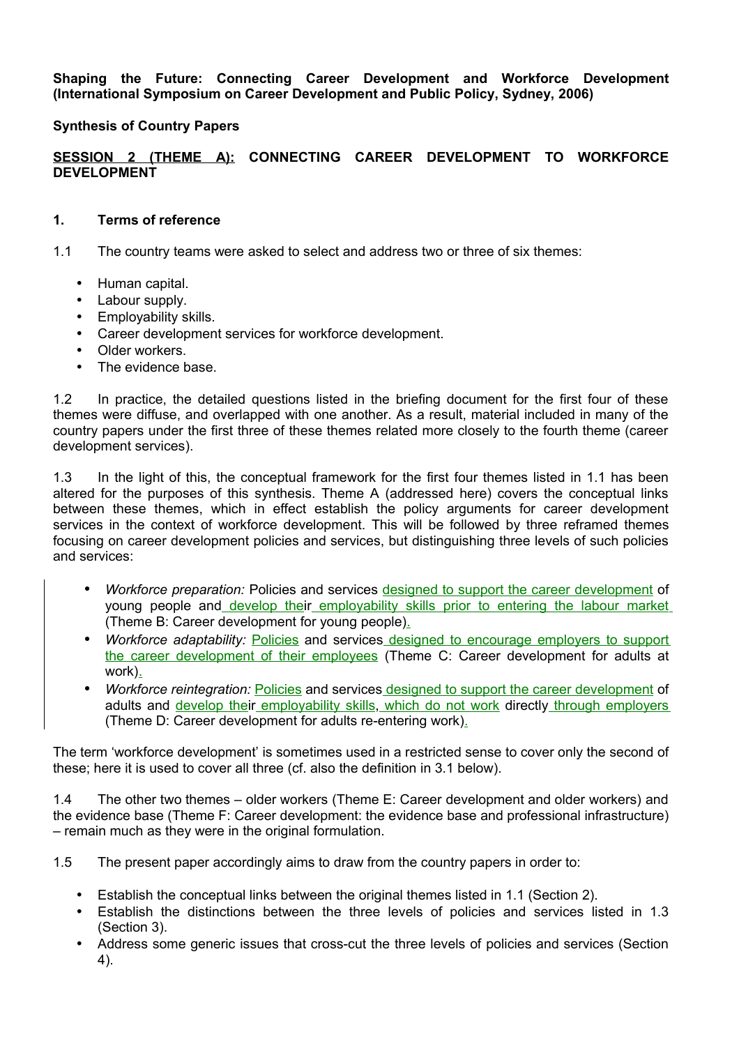**Shaping the Future: Connecting Career Development and Workforce Development (International Symposium on Career Development and Public Policy, Sydney, 2006)**

**Synthesis of Country Papers**

## SESSION 2 (THEME A): CONNECTING CAREER DEVELOPMENT TO WORKFORCE DEVELOPMENT

### 1. Terms of reference

1.1 The country teams were asked to select and address two or three of six themes:

- Human capital.
- Labour supply.
- Employability skills.
- Career development services for workforce development.
- Older workers.
- The evidence base.

1.2 In practice, the detailed questions listed in the briefing document for the first four of these themes were diffuse, and overlapped with one another. As a result, material included in many of the country papers under the first three of these themes related more closely to the fourth theme (career development services).

1.3 In the light of this, the conceptual framework for the first four themes listed in 1.1 has been altered for the purposes of this synthesis. Theme A (addressed here) covers the conceptual links between these themes, which in effect establish the policy arguments for career development services in the context of workforce development. This will be followed by three reframed themes focusing on career development policies and services, but distinguishing three levels of such policies and services:

- *Workforce preparation:* Policies and services designed to support the career development of young people and develop their employability skills prior to entering the labour market (Theme B: Career development for young people).
- *Workforce adaptability:* Policies and services designed to encourage employers to support the career development of their employees (Theme C: Career development for adults at work).
- *Workforce reintegration:* Policies and services designed to support the career development of adults and develop their employability skills, which do not work directly through employers (Theme D: Career development for adults re-entering work).

The term 'workforce development' is sometimes used in a restricted sense to cover only the second of these; here it is used to cover all three (cf. also the definition in 3.1 below).

1.4 The other two themes – older workers (Theme E: Career development and older workers) and the evidence base (Theme F: Career development: the evidence base and professional infrastructure) – remain much as they were in the original formulation.

1.5 The present paper accordingly aims to draw from the country papers in order to:

- Establish the conceptual links between the original themes listed in 1.1 (Section 2).
- Establish the distinctions between the three levels of policies and services listed in 1.3 (Section 3).
- Address some generic issues that cross-cut the three levels of policies and services (Section 4).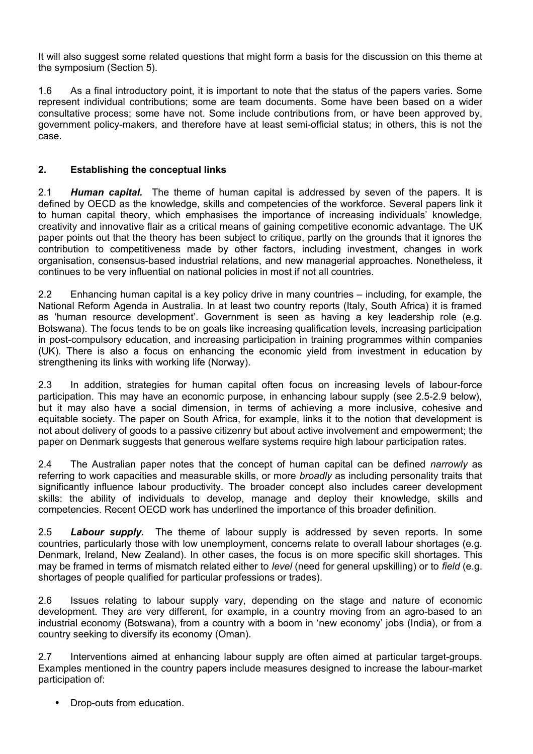It will also suggest some related questions that might form a basis for the discussion on this theme at the symposium (Section 5).

1.6 As a final introductory point, it is important to note that the status of the papers varies. Some represent individual contributions; some are team documents. Some have been based on a wider consultative process; some have not. Some include contributions from, or have been approved by, government policy-makers, and therefore have at least semi-official status; in others, this is not the case.

## 2. Establishing the conceptual links

2.1 ***Human capital.*** The theme of human capital is addressed by seven of the papers. It is defined by OECD as the knowledge, skills and competencies of the workforce. Several papers link it to human capital theory, which emphasises the importance of increasing individuals' knowledge, creativity and innovative flair as a critical means of gaining competitive economic advantage. The UK paper points out that the theory has been subject to critique, partly on the grounds that it ignores the contribution to competitiveness made by other factors, including investment, changes in work organisation, consensus-based industrial relations, and new managerial approaches. Nonetheless, it continues to be very influential on national policies in most if not all countries.

2.2 Enhancing human capital is a key policy drive in many countries – including, for example, the National Reform Agenda in Australia. In at least two country reports (Italy, South Africa) it is framed as 'human resource development'. Government is seen as having a key leadership role (e.g. Botswana). The focus tends to be on goals like increasing qualification levels, increasing participation in post-compulsory education, and increasing participation in training programmes within companies (UK). There is also a focus on enhancing the economic yield from investment in education by strengthening its links with working life (Norway).

2.3 In addition, strategies for human capital often focus on increasing levels of labour-force participation. This may have an economic purpose, in enhancing labour supply (see 2.5-2.9 below), but it may also have a social dimension, in terms of achieving a more inclusive, cohesive and equitable society. The paper on South Africa, for example, links it to the notion that development is not about delivery of goods to a passive citizenry but about active involvement and empowerment; the paper on Denmark suggests that generous welfare systems require high labour participation rates.

2.4 The Australian paper notes that the concept of human capital can be defined *narrowly* as referring to work capacities and measurable skills, or more *broadly* as including personality traits that significantly influence labour productivity. The broader concept also includes career development skills: the ability of individuals to develop, manage and deploy their knowledge, skills and competencies. Recent OECD work has underlined the importance of this broader definition.

2.5 ***Labour supply.*** The theme of labour supply is addressed by seven reports. In some countries, particularly those with low unemployment, concerns relate to overall labour shortages (e.g. Denmark, Ireland, New Zealand). In other cases, the focus is on more specific skill shortages. This may be framed in terms of mismatch related either to *level* (need for general upskilling) or to *field* (e.g. shortages of people qualified for particular professions or trades).

2.6 Issues relating to labour supply vary, depending on the stage and nature of economic development. They are very different, for example, in a country moving from an agro-based to an industrial economy (Botswana), from a country with a boom in 'new economy' jobs (India), or from a country seeking to diversify its economy (Oman).

2.7 Interventions aimed at enhancing labour supply are often aimed at particular target-groups. Examples mentioned in the country papers include measures designed to increase the labour-market participation of:

- Drop-outs from education.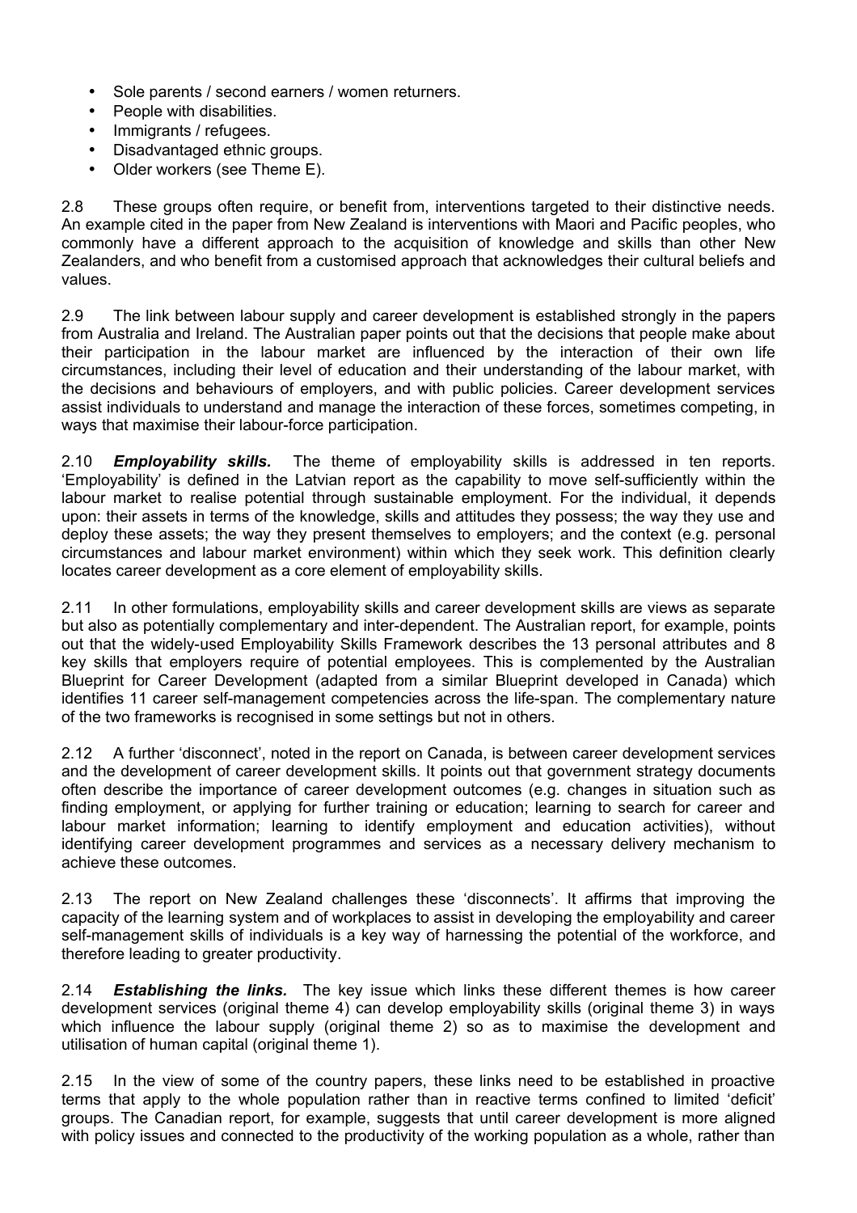- Sole parents / second earners / women returners.
- People with disabilities.
- Immigrants / refugees.
- Disadvantaged ethnic groups.
- Older workers (see Theme E).

2.8 These groups often require, or benefit from, interventions targeted to their distinctive needs. An example cited in the paper from New Zealand is interventions with Maori and Pacific peoples, who commonly have a different approach to the acquisition of knowledge and skills than other New Zealanders, and who benefit from a customised approach that acknowledges their cultural beliefs and values.

2.9 The link between labour supply and career development is established strongly in the papers from Australia and Ireland. The Australian paper points out that the decisions that people make about their participation in the labour market are influenced by the interaction of their own life circumstances, including their level of education and their understanding of the labour market, with the decisions and behaviours of employers, and with public policies. Career development services assist individuals to understand and manage the interaction of these forces, sometimes competing, in ways that maximise their labour-force participation.

2.10 ***Employability skills.*** The theme of employability skills is addressed in ten reports. 'Employability' is defined in the Latvian report as the capability to move self-sufficiently within the labour market to realise potential through sustainable employment. For the individual, it depends upon: their assets in terms of the knowledge, skills and attitudes they possess; the way they use and deploy these assets; the way they present themselves to employers; and the context (e.g. personal circumstances and labour market environment) within which they seek work. This definition clearly locates career development as a core element of employability skills.

2.11 In other formulations, employability skills and career development skills are views as separate but also as potentially complementary and inter-dependent. The Australian report, for example, points out that the widely-used Employability Skills Framework describes the 13 personal attributes and 8 key skills that employers require of potential employees. This is complemented by the Australian Blueprint for Career Development (adapted from a similar Blueprint developed in Canada) which identifies 11 career self-management competencies across the life-span. The complementary nature of the two frameworks is recognised in some settings but not in others.

2.12 A further 'disconnect', noted in the report on Canada, is between career development services and the development of career development skills. It points out that government strategy documents often describe the importance of career development outcomes (e.g. changes in situation such as finding employment, or applying for further training or education; learning to search for career and labour market information; learning to identify employment and education activities), without identifying career development programmes and services as a necessary delivery mechanism to achieve these outcomes.

2.13 The report on New Zealand challenges these 'disconnects'. It affirms that improving the capacity of the learning system and of workplaces to assist in developing the employability and career self-management skills of individuals is a key way of harnessing the potential of the workforce, and therefore leading to greater productivity.

2.14 ***Establishing the links.*** The key issue which links these different themes is how career development services (original theme 4) can develop employability skills (original theme 3) in ways which influence the labour supply (original theme 2) so as to maximise the development and utilisation of human capital (original theme 1).

2.15 In the view of some of the country papers, these links need to be established in proactive terms that apply to the whole population rather than in reactive terms confined to limited 'deficit' groups. The Canadian report, for example, suggests that until career development is more aligned with policy issues and connected to the productivity of the working population as a whole, rather than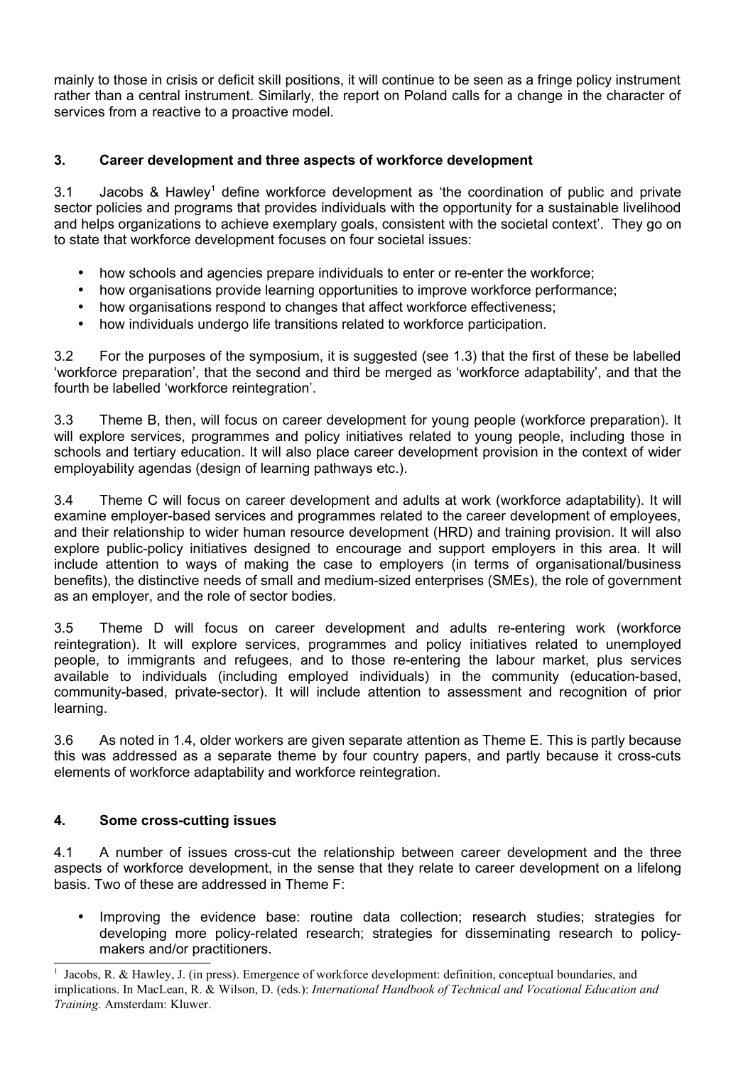mainly to those in crisis or deficit skill positions, it will continue to be seen as a fringe policy instrument rather than a central instrument. Similarly, the report on Poland calls for a change in the character of services from a reactive to a proactive model.

## 3. Career development and three aspects of workforce development

3.1 Jacobs & Hawley[1] define workforce development as 'the coordination of public and private sector policies and programs that provides individuals with the opportunity for a sustainable livelihood and helps organizations to achieve exemplary goals, consistent with the societal context'. They go on to state that workforce development focuses on four societal issues:

- how schools and agencies prepare individuals to enter or re-enter the workforce;
- how organisations provide learning opportunities to improve workforce performance;
- how organisations respond to changes that affect workforce effectiveness;
- how individuals undergo life transitions related to workforce participation.

3.2 For the purposes of the symposium, it is suggested (see 1.3) that the first of these be labelled 'workforce preparation', that the second and third be merged as 'workforce adaptability', and that the fourth be labelled 'workforce reintegration'.

3.3 Theme B, then, will focus on career development for young people (workforce preparation). It will explore services, programmes and policy initiatives related to young people, including those in schools and tertiary education. It will also place career development provision in the context of wider employability agendas (design of learning pathways etc.).

3.4 Theme C will focus on career development and adults at work (workforce adaptability). It will examine employer-based services and programmes related to the career development of employees, and their relationship to wider human resource development (HRD) and training provision. It will also explore public-policy initiatives designed to encourage and support employers in this area. It will include attention to ways of making the case to employers (in terms of organisational/business benefits), the distinctive needs of small and medium-sized enterprises (SMEs), the role of government as an employer, and the role of sector bodies.

3.5 Theme D will focus on career development and adults re-entering work (workforce reintegration). It will explore services, programmes and policy initiatives related to unemployed people, to immigrants and refugees, and to those re-entering the labour market, plus services available to individuals (including employed individuals) in the community (education-based, community-based, private-sector). It will include attention to assessment and recognition of prior learning.

3.6 As noted in 1.4, older workers are given separate attention as Theme E. This is partly because this was addressed as a separate theme by four country papers, and partly because it cross-cuts elements of workforce adaptability and workforce reintegration.

## 4. Some cross-cutting issues

4.1 A number of issues cross-cut the relationship between career development and the three aspects of workforce development, in the sense that they relate to career development on a lifelong basis. Two of these are addressed in Theme F:

- Improving the evidence base: routine data collection; research studies; strategies for developing more policy-related research; strategies for disseminating research to policy-makers and/or practitioners.

---

[1] Jacobs, R. & Hawley, J. (in press). Emergence of workforce development: definition, conceptual boundaries, and implications. In MacLean, R. & Wilson, D. (eds.): *International Handbook of Technical and Vocational Education and Training.* Amsterdam: Kluwer.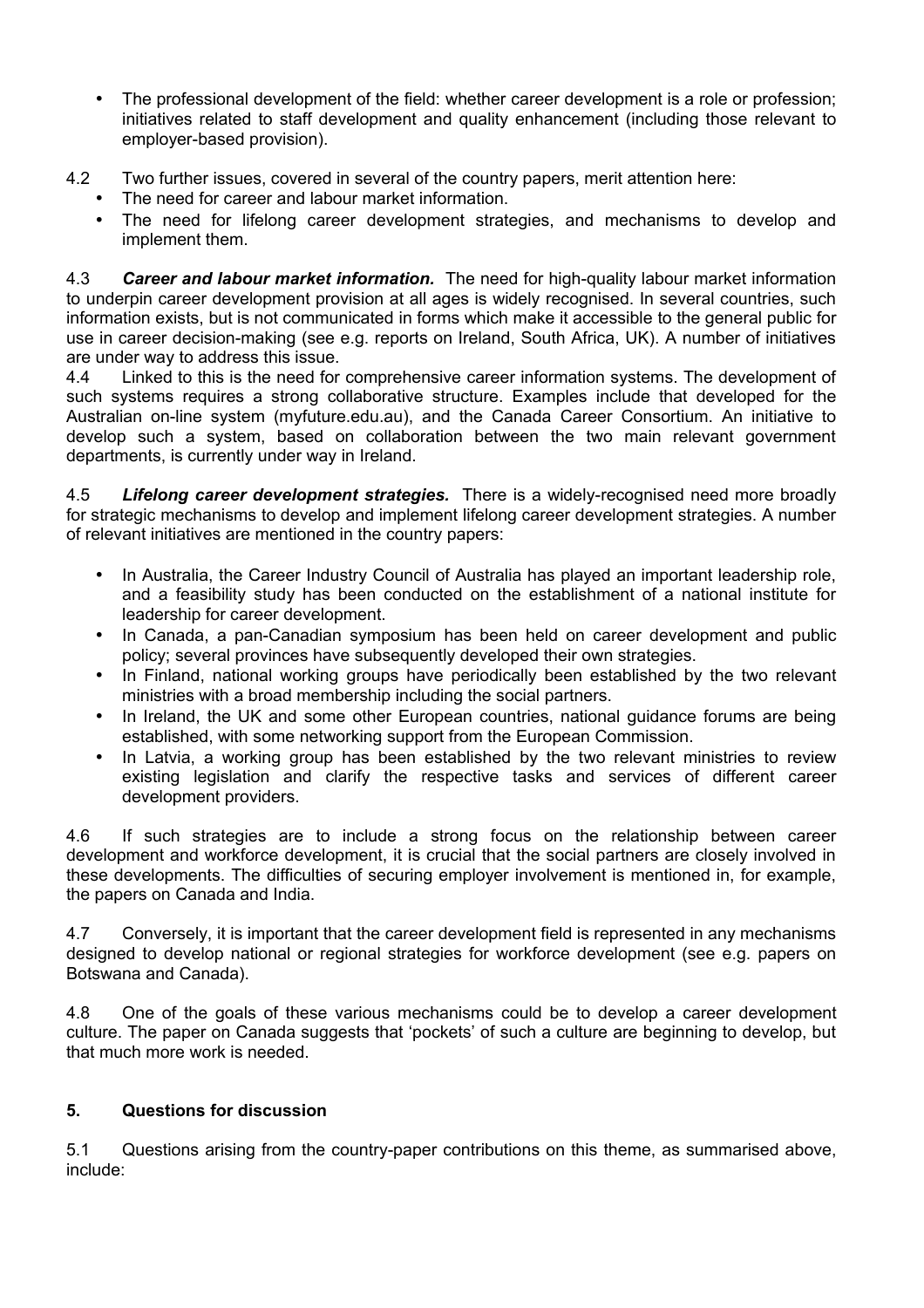- The professional development of the field: whether career development is a role or profession; initiatives related to staff development and quality enhancement (including those relevant to employer-based provision).

4.2 Two further issues, covered in several of the country papers, merit attention here:

- The need for career and labour market information.
- The need for lifelong career development strategies, and mechanisms to develop and implement them.

4.3 ***Career and labour market information.*** The need for high-quality labour market information to underpin career development provision at all ages is widely recognised. In several countries, such information exists, but is not communicated in forms which make it accessible to the general public for use in career decision-making (see e.g. reports on Ireland, South Africa, UK). A number of initiatives are under way to address this issue.

4.4 Linked to this is the need for comprehensive career information systems. The development of such systems requires a strong collaborative structure. Examples include that developed for the Australian on-line system (myfuture.edu.au), and the Canada Career Consortium. An initiative to develop such a system, based on collaboration between the two main relevant government departments, is currently under way in Ireland.

4.5 ***Lifelong career development strategies.*** There is a widely-recognised need more broadly for strategic mechanisms to develop and implement lifelong career development strategies. A number of relevant initiatives are mentioned in the country papers:

- In Australia, the Career Industry Council of Australia has played an important leadership role, and a feasibility study has been conducted on the establishment of a national institute for leadership for career development.
- In Canada, a pan-Canadian symposium has been held on career development and public policy; several provinces have subsequently developed their own strategies.
- In Finland, national working groups have periodically been established by the two relevant ministries with a broad membership including the social partners.
- In Ireland, the UK and some other European countries, national guidance forums are being established, with some networking support from the European Commission.
- In Latvia, a working group has been established by the two relevant ministries to review existing legislation and clarify the respective tasks and services of different career development providers.

4.6 If such strategies are to include a strong focus on the relationship between career development and workforce development, it is crucial that the social partners are closely involved in these developments. The difficulties of securing employer involvement is mentioned in, for example, the papers on Canada and India.

4.7 Conversely, it is important that the career development field is represented in any mechanisms designed to develop national or regional strategies for workforce development (see e.g. papers on Botswana and Canada).

4.8 One of the goals of these various mechanisms could be to develop a career development culture. The paper on Canada suggests that 'pockets' of such a culture are beginning to develop, but that much more work is needed.

## 5. Questions for discussion

5.1 Questions arising from the country-paper contributions on this theme, as summarised above, include: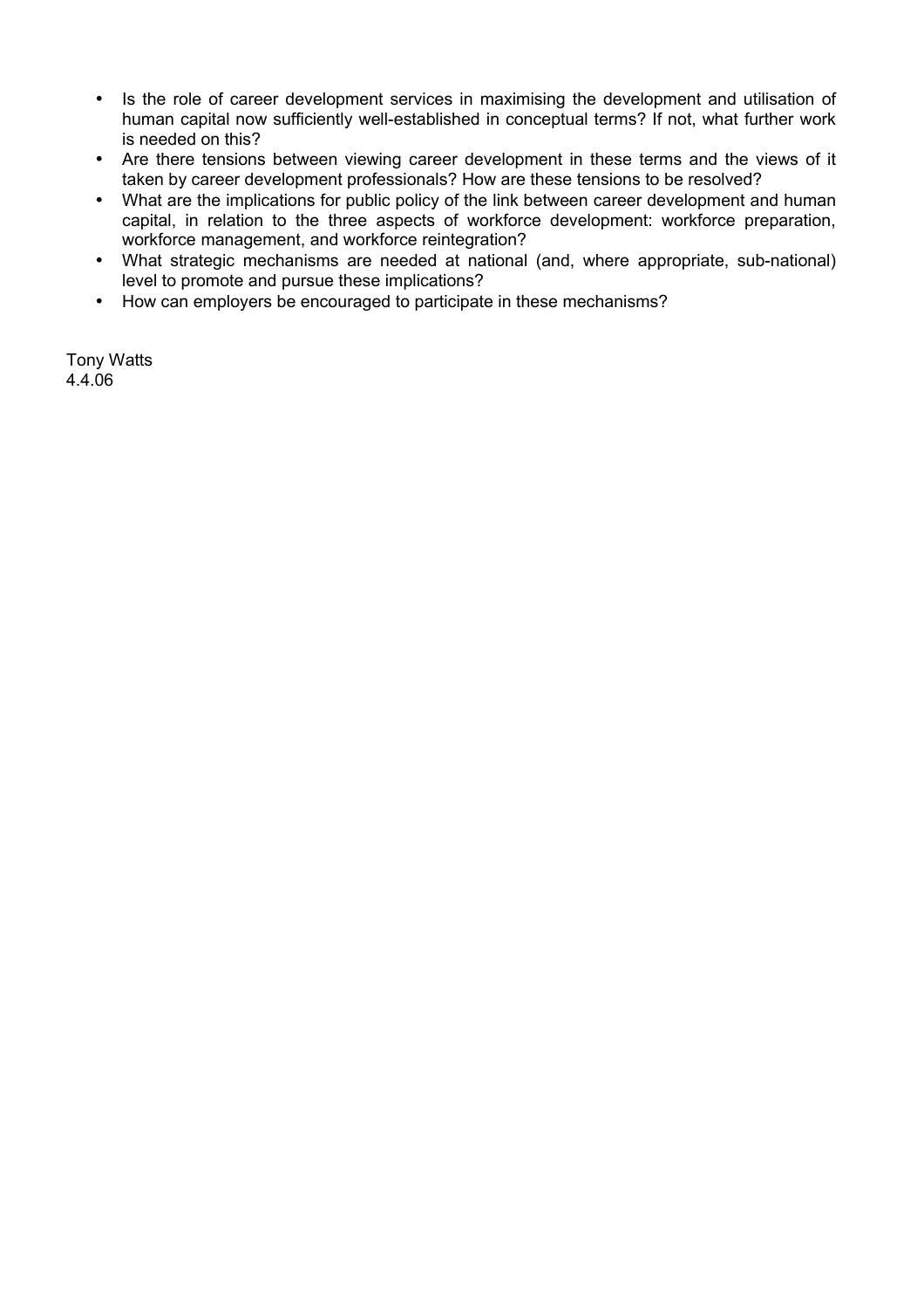- Is the role of career development services in maximising the development and utilisation of human capital now sufficiently well-established in conceptual terms? If not, what further work is needed on this?
- Are there tensions between viewing career development in these terms and the views of it taken by career development professionals? How are these tensions to be resolved?
- What are the implications for public policy of the link between career development and human capital, in relation to the three aspects of workforce development: workforce preparation, workforce management, and workforce reintegration?
- What strategic mechanisms are needed at national (and, where appropriate, sub-national) level to promote and pursue these implications?
- How can employers be encouraged to participate in these mechanisms?

Tony Watts
4.4.06